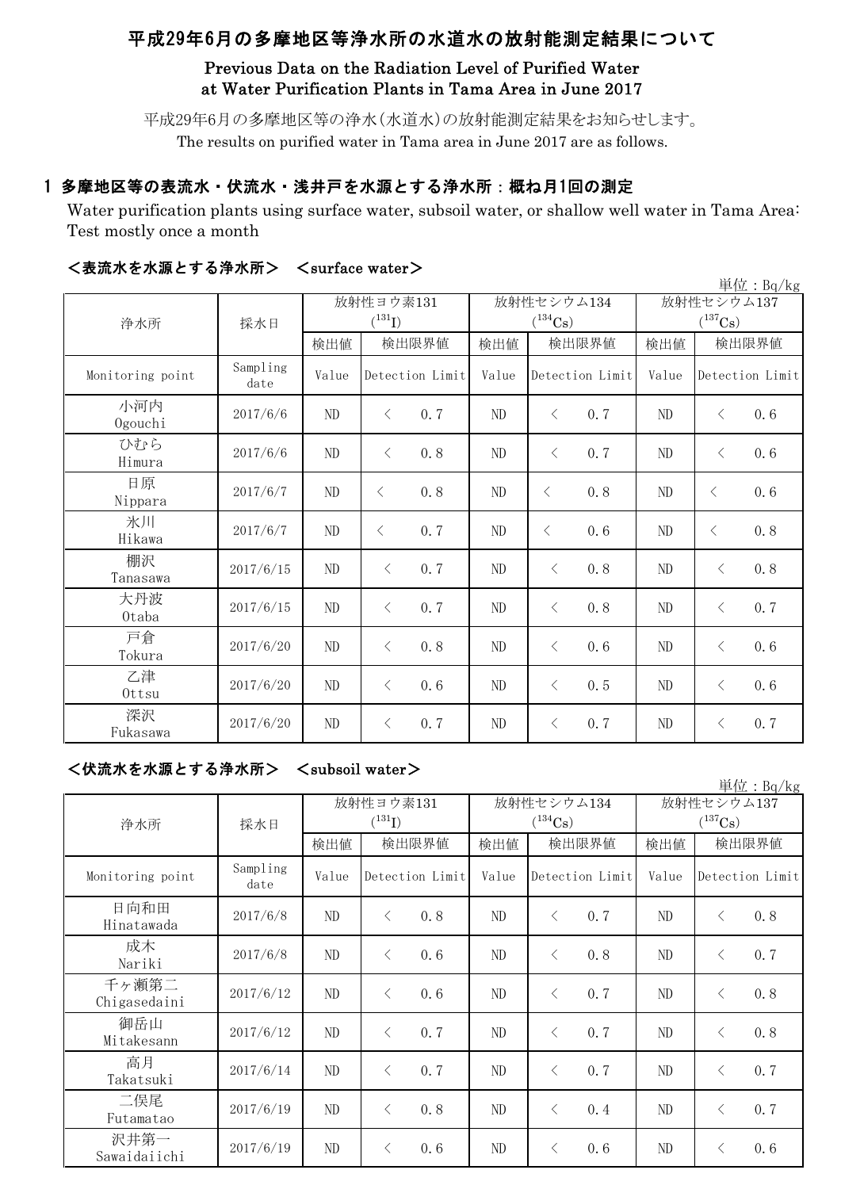# 平成29年6月の多摩地区等浄水所の水道水の放射能測定結果について

## Previous Data on the Radiation Level of Purified Water at Water Purification Plants in Tama Area in June 2017

平成29年6月の多摩地区等の浄水(水道水)の放射能測定結果をお知らせします。

The results on purified water in Tama area in June 2017 are as follows.

## 1 多摩地区等の表流水・伏流水・浅井戸を水源とする浄水所：概ね月1回の測定

Water purification plants using surface water, subsoil water, or shallow well water in Tama Area: Test mostly once a month

### ＜表流水を水源とする浄水所＞　＜surface water＞

単位：Bq/kg

| 浄水所 | 採水日 | 放射性ヨウ素131 ($^{131}I$) | | 放射性セシウム134 ($^{134}Cs$) | | 放射性セシウム137 ($^{137}Cs$) | |
|---|---|---|---|---|---|---|---|
| | | 検出値 | 検出限界値 | 検出値 | 検出限界値 | 検出値 | 検出限界値 |
| Monitoring point | Sampling date | Value | Detection Limit | Value | Detection Limit | Value | Detection Limit |
| 小河内 Ogouchi | 2017/6/6 | ND | < 0.7 | ND | < 0.7 | ND | < 0.6 |
| ひむら Himura | 2017/6/6 | ND | < 0.8 | ND | < 0.7 | ND | < 0.6 |
| 日原 Nippara | 2017/6/7 | ND | < 0.8 | ND | < 0.8 | ND | < 0.6 |
| 氷川 Hikawa | 2017/6/7 | ND | < 0.7 | ND | < 0.6 | ND | < 0.8 |
| 棚沢 Tanasawa | 2017/6/15 | ND | < 0.7 | ND | < 0.8 | ND | < 0.8 |
| 大丹波 Otaba | 2017/6/15 | ND | < 0.7 | ND | < 0.8 | ND | < 0.7 |
| 戸倉 Tokura | 2017/6/20 | ND | < 0.8 | ND | < 0.6 | ND | < 0.6 |
| 乙津 Ottsu | 2017/6/20 | ND | < 0.6 | ND | < 0.5 | ND | < 0.6 |
| 深沢 Fukasawa | 2017/6/20 | ND | < 0.7 | ND | < 0.7 | ND | < 0.7 |

### ＜伏流水を水源とする浄水所＞　＜subsoil water＞

単位：Bq/kg

| 浄水所 | 採水日 | 放射性ヨウ素131 ($^{131}I$) | | 放射性セシウム134 ($^{134}Cs$) | | 放射性セシウム137 ($^{137}Cs$) | |
|---|---|---|---|---|---|---|---|
| | | 検出値 | 検出限界値 | 検出値 | 検出限界値 | 検出値 | 検出限界値 |
| Monitoring point | Sampling date | Value | Detection Limit | Value | Detection Limit | Value | Detection Limit |
| 日向和田 Hinatawada | 2017/6/8 | ND | < 0.8 | ND | < 0.7 | ND | < 0.8 |
| 成木 Nariki | 2017/6/8 | ND | < 0.6 | ND | < 0.8 | ND | < 0.7 |
| 千ヶ瀬第二 Chigasedaini | 2017/6/12 | ND | < 0.6 | ND | < 0.7 | ND | < 0.8 |
| 御岳山 Mitakesann | 2017/6/12 | ND | < 0.7 | ND | < 0.7 | ND | < 0.8 |
| 高月 Takatsuki | 2017/6/14 | ND | < 0.7 | ND | < 0.7 | ND | < 0.7 |
| 二俣尾 Futamatao | 2017/6/19 | ND | < 0.8 | ND | < 0.4 | ND | < 0.7 |
| 沢井第一 Sawaidaiichi | 2017/6/19 | ND | < 0.6 | ND | < 0.6 | ND | < 0.6 |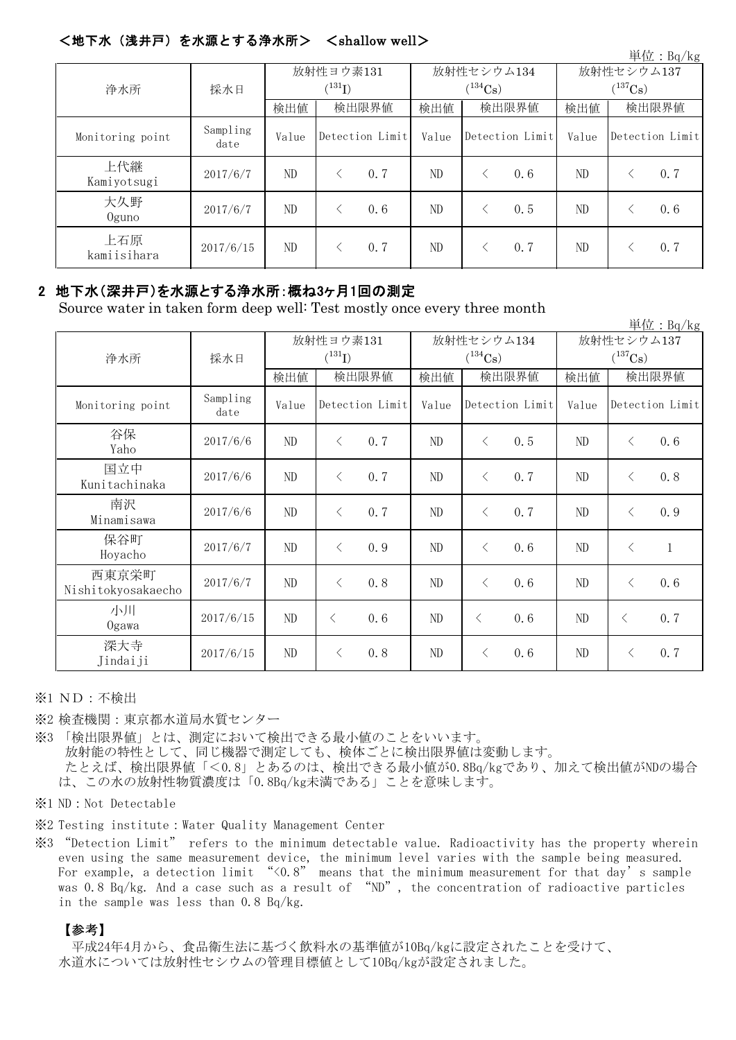## <地下水（浅井戸）を水源とする浄水所>　<shallow well>

単位：Bq/kg

| 浄水所 | 採水日 | 放射性ヨウ素131 ($^{131}I$) | | 放射性セシウム134 ($^{134}Cs$) | | 放射性セシウム137 ($^{137}Cs$) | |
|---|---|---|---|---|---|---|---|
| | | 検出値 | 検出限界値 | 検出値 | 検出限界値 | 検出値 | 検出限界値 |
| Monitoring point | Sampling date | Value | Detection Limit | Value | Detection Limit | Value | Detection Limit |
| 上代継 Kamiyotsugi | 2017/6/7 | ND | < 0.7 | ND | < 0.6 | ND | < 0.7 |
| 大久野 Oguno | 2017/6/7 | ND | < 0.6 | ND | < 0.5 | ND | < 0.6 |
| 上石原 kamiisihara | 2017/6/15 | ND | < 0.7 | ND | < 0.7 | ND | < 0.7 |

## 2 地下水(深井戸)を水源とする浄水所:概ね3ヶ月1回の測定

Source water in taken form deep well: Test mostly once every three month

単位：Bq/kg

| 浄水所 | 採水日 | 放射性ヨウ素131 ($^{131}I$) | | 放射性セシウム134 ($^{134}Cs$) | | 放射性セシウム137 ($^{137}Cs$) | |
|---|---|---|---|---|---|---|---|
| | | 検出値 | 検出限界値 | 検出値 | 検出限界値 | 検出値 | 検出限界値 |
| Monitoring point | Sampling date | Value | Detection Limit | Value | Detection Limit | Value | Detection Limit |
| 谷保 Yaho | 2017/6/6 | ND | < 0.7 | ND | < 0.5 | ND | < 0.6 |
| 国立中 Kunitachinaka | 2017/6/6 | ND | < 0.7 | ND | < 0.7 | ND | < 0.8 |
| 南沢 Minamisawa | 2017/6/6 | ND | < 0.7 | ND | < 0.7 | ND | < 0.9 |
| 保谷町 Hoyacho | 2017/6/7 | ND | < 0.9 | ND | < 0.6 | ND | < 1 |
| 西東京栄町 Nishitokyosakaecho | 2017/6/7 | ND | < 0.8 | ND | < 0.6 | ND | < 0.6 |
| 小川 Ogawa | 2017/6/15 | ND | < 0.6 | ND | < 0.6 | ND | < 0.7 |
| 深大寺 Jindaiji | 2017/6/15 | ND | < 0.8 | ND | < 0.6 | ND | < 0.7 |

※1 ND：不検出

※2 検査機関：東京都水道局水質センター

※3 「検出限界値」とは、測定において検出できる最小値のことをいいます。
放射能の特性として、同じ機器で測定しても、検体ごとに検出限界値は変動します。
たとえば、検出限界値「<0.8」とあるのは、検出できる最小値が0.8Bq/kgであり、加えて検出値がNDの場合は、この水の放射性物質濃度は「0.8Bq/kg未満である」ことを意味します。

※1 ND：Not Detectable

※2 Testing institute：Water Quality Management Center

※3 "Detection Limit" refers to the minimum detectable value. Radioactivity has the property wherein even using the same measurement device, the minimum level varies with the sample being measured. For example, a detection limit "<0.8" means that the minimum measurement for that day's sample was 0.8 Bq/kg. And a case such as a result of "ND", the concentration of radioactive particles in the sample was less than 0.8 Bq/kg.

【参考】

平成24年4月から、食品衛生法に基づく飲料水の基準値が10Bq/kgに設定されたことを受けて、水道水については放射性セシウムの管理目標値として10Bq/kgが設定されました。